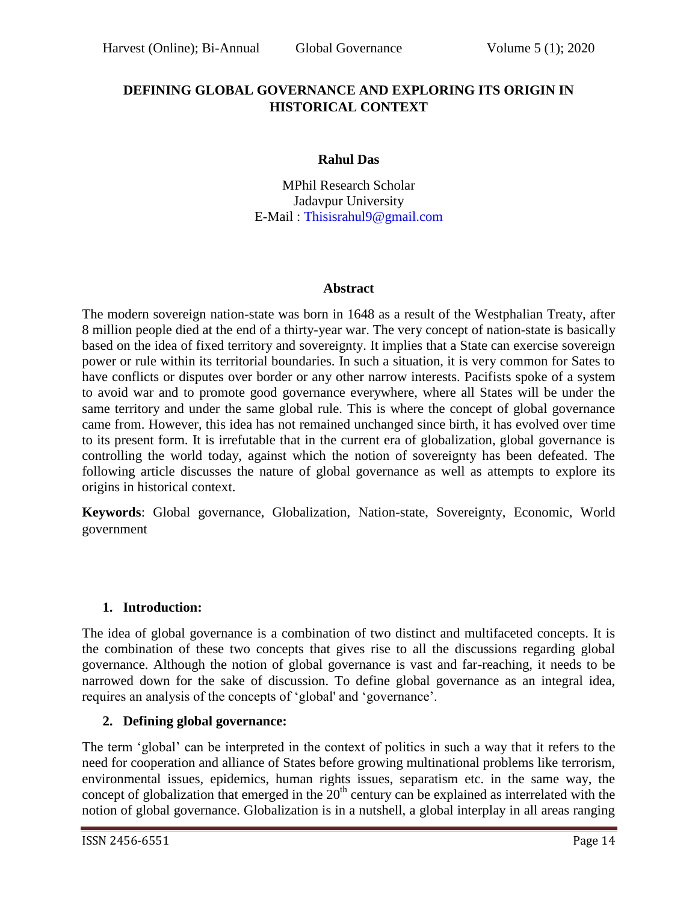# DEFINING GLOBAL GOVERNANCE AND EXPLORING ITS ORIGIN IN HISTORICAL CONTEXT

**Rahul Das**

MPhil Research Scholar
Jadavpur University
E-Mail : Thisisrahul9@gmail.com

## Abstract

The modern sovereign nation-state was born in 1648 as a result of the Westphalian Treaty, after 8 million people died at the end of a thirty-year war. The very concept of nation-state is basically based on the idea of fixed territory and sovereignty. It implies that a State can exercise sovereign power or rule within its territorial boundaries. In such a situation, it is very common for Sates to have conflicts or disputes over border or any other narrow interests. Pacifists spoke of a system to avoid war and to promote good governance everywhere, where all States will be under the same territory and under the same global rule. This is where the concept of global governance came from. However, this idea has not remained unchanged since birth, it has evolved over time to its present form. It is irrefutable that in the current era of globalization, global governance is controlling the world today, against which the notion of sovereignty has been defeated. The following article discusses the nature of global governance as well as attempts to explore its origins in historical context.

**Keywords**: Global governance, Globalization, Nation-state, Sovereignty, Economic, World government

## 1. Introduction:

The idea of global governance is a combination of two distinct and multifaceted concepts. It is the combination of these two concepts that gives rise to all the discussions regarding global governance. Although the notion of global governance is vast and far-reaching, it needs to be narrowed down for the sake of discussion. To define global governance as an integral idea, requires an analysis of the concepts of 'global' and 'governance'.

## 2. Defining global governance:

The term 'global' can be interpreted in the context of politics in such a way that it refers to the need for cooperation and alliance of States before growing multinational problems like terrorism, environmental issues, epidemics, human rights issues, separatism etc. in the same way, the concept of globalization that emerged in the 20th century can be explained as interrelated with the notion of global governance. Globalization is in a nutshell, a global interplay in all areas ranging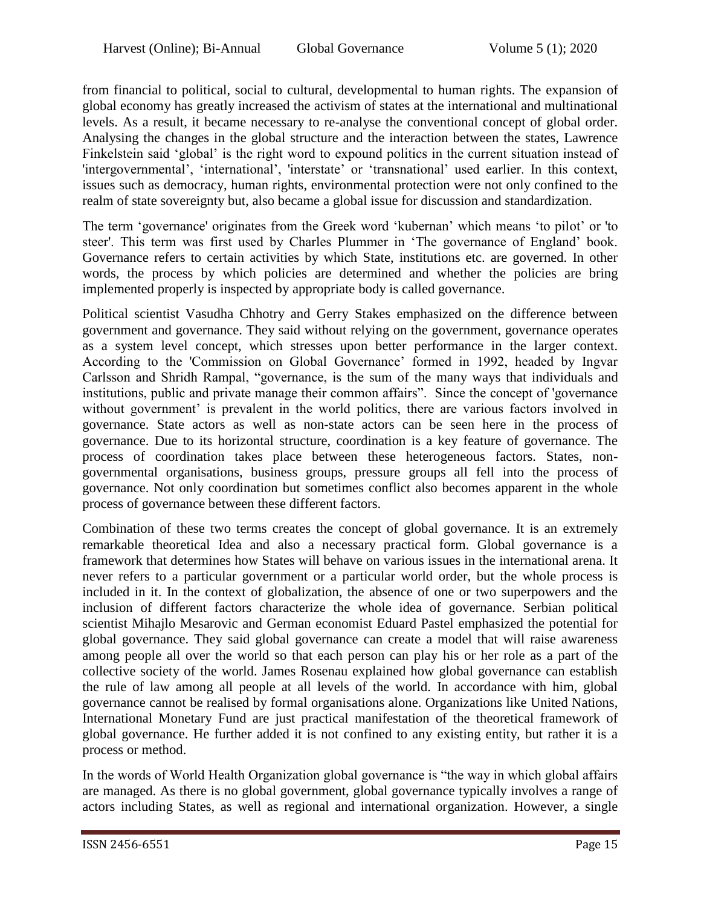from financial to political, social to cultural, developmental to human rights. The expansion of global economy has greatly increased the activism of states at the international and multinational levels. As a result, it became necessary to re-analyse the conventional concept of global order. Analysing the changes in the global structure and the interaction between the states, Lawrence Finkelstein said 'global' is the right word to expound politics in the current situation instead of 'intergovernmental', 'international', 'interstate' or 'transnational' used earlier. In this context, issues such as democracy, human rights, environmental protection were not only confined to the realm of state sovereignty but, also became a global issue for discussion and standardization.

The term 'governance' originates from the Greek word 'kubernan' which means 'to pilot' or 'to steer'. This term was first used by Charles Plummer in 'The governance of England' book. Governance refers to certain activities by which State, institutions etc. are governed. In other words, the process by which policies are determined and whether the policies are bring implemented properly is inspected by appropriate body is called governance.

Political scientist Vasudha Chhotry and Gerry Stakes emphasized on the difference between government and governance. They said without relying on the government, governance operates as a system level concept, which stresses upon better performance in the larger context. According to the 'Commission on Global Governance' formed in 1992, headed by Ingvar Carlsson and Shridh Rampal, "governance, is the sum of the many ways that individuals and institutions, public and private manage their common affairs". Since the concept of 'governance without government' is prevalent in the world politics, there are various factors involved in governance. State actors as well as non-state actors can be seen here in the process of governance. Due to its horizontal structure, coordination is a key feature of governance. The process of coordination takes place between these heterogeneous factors. States, non-governmental organisations, business groups, pressure groups all fell into the process of governance. Not only coordination but sometimes conflict also becomes apparent in the whole process of governance between these different factors.

Combination of these two terms creates the concept of global governance. It is an extremely remarkable theoretical Idea and also a necessary practical form. Global governance is a framework that determines how States will behave on various issues in the international arena. It never refers to a particular government or a particular world order, but the whole process is included in it. In the context of globalization, the absence of one or two superpowers and the inclusion of different factors characterize the whole idea of governance. Serbian political scientist Mihajlo Mesarovic and German economist Eduard Pastel emphasized the potential for global governance. They said global governance can create a model that will raise awareness among people all over the world so that each person can play his or her role as a part of the collective society of the world. James Rosenau explained how global governance can establish the rule of law among all people at all levels of the world. In accordance with him, global governance cannot be realised by formal organisations alone. Organizations like United Nations, International Monetary Fund are just practical manifestation of the theoretical framework of global governance. He further added it is not confined to any existing entity, but rather it is a process or method.

In the words of World Health Organization global governance is "the way in which global affairs are managed. As there is no global government, global governance typically involves a range of actors including States, as well as regional and international organization. However, a single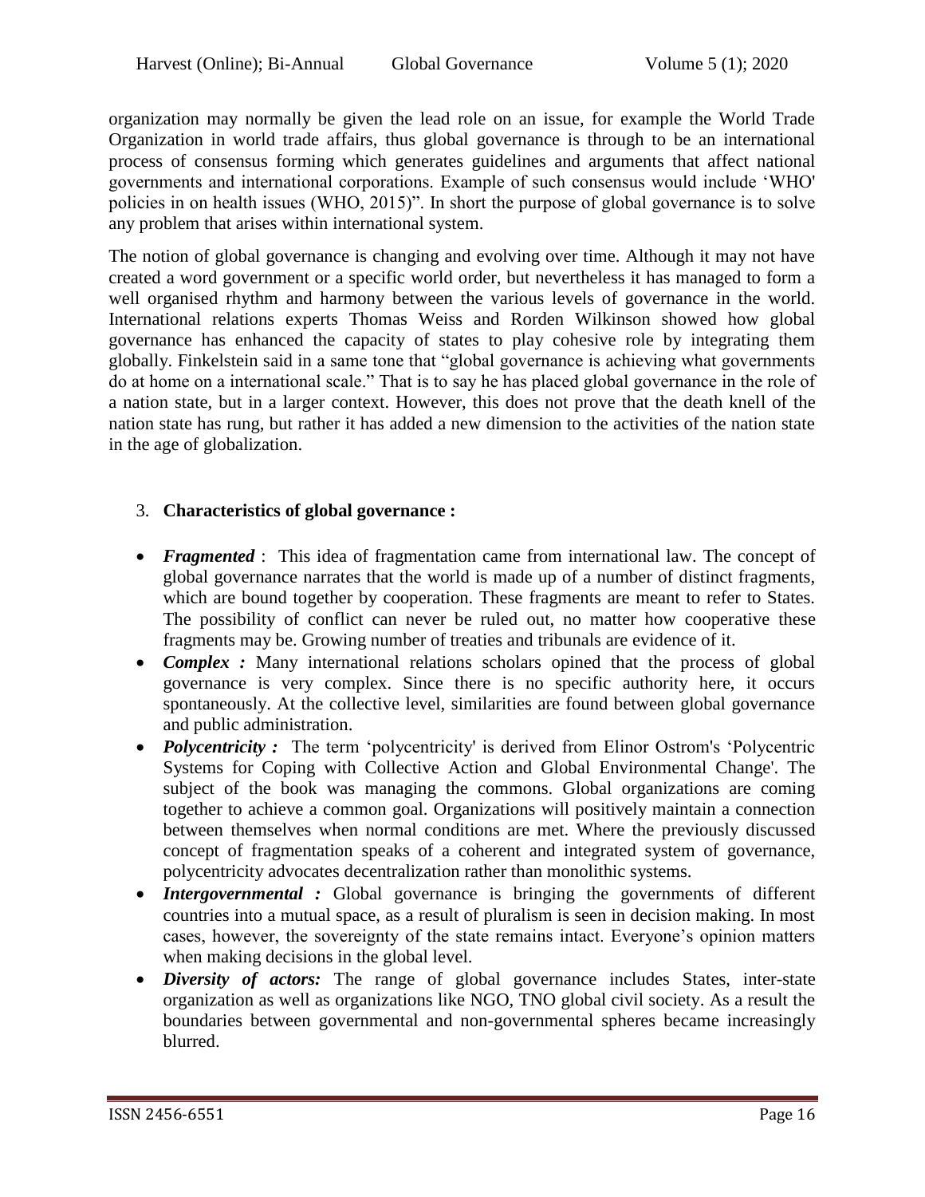organization may normally be given the lead role on an issue, for example the World Trade Organization in world trade affairs, thus global governance is through to be an international process of consensus forming which generates guidelines and arguments that affect national governments and international corporations. Example of such consensus would include 'WHO' policies in on health issues (WHO, 2015)". In short the purpose of global governance is to solve any problem that arises within international system.

The notion of global governance is changing and evolving over time. Although it may not have created a word government or a specific world order, but nevertheless it has managed to form a well organised rhythm and harmony between the various levels of governance in the world. International relations experts Thomas Weiss and Rorden Wilkinson showed how global governance has enhanced the capacity of states to play cohesive role by integrating them globally. Finkelstein said in a same tone that "global governance is achieving what governments do at home on a international scale." That is to say he has placed global governance in the role of a nation state, but in a larger context. However, this does not prove that the death knell of the nation state has rung, but rather it has added a new dimension to the activities of the nation state in the age of globalization.

## 3. Characteristics of global governance :

- ***Fragmented*** : This idea of fragmentation came from international law. The concept of global governance narrates that the world is made up of a number of distinct fragments, which are bound together by cooperation. These fragments are meant to refer to States. The possibility of conflict can never be ruled out, no matter how cooperative these fragments may be. Growing number of treaties and tribunals are evidence of it.
- ***Complex :*** Many international relations scholars opined that the process of global governance is very complex. Since there is no specific authority here, it occurs spontaneously. At the collective level, similarities are found between global governance and public administration.
- ***Polycentricity :*** The term 'polycentricity' is derived from Elinor Ostrom's 'Polycentric Systems for Coping with Collective Action and Global Environmental Change'. The subject of the book was managing the commons. Global organizations are coming together to achieve a common goal. Organizations will positively maintain a connection between themselves when normal conditions are met. Where the previously discussed concept of fragmentation speaks of a coherent and integrated system of governance, polycentricity advocates decentralization rather than monolithic systems.
- ***Intergovernmental :*** Global governance is bringing the governments of different countries into a mutual space, as a result of pluralism is seen in decision making. In most cases, however, the sovereignty of the state remains intact. Everyone's opinion matters when making decisions in the global level.
- ***Diversity of actors:*** The range of global governance includes States, inter-state organization as well as organizations like NGO, TNO global civil society. As a result the boundaries between governmental and non-governmental spheres became increasingly blurred.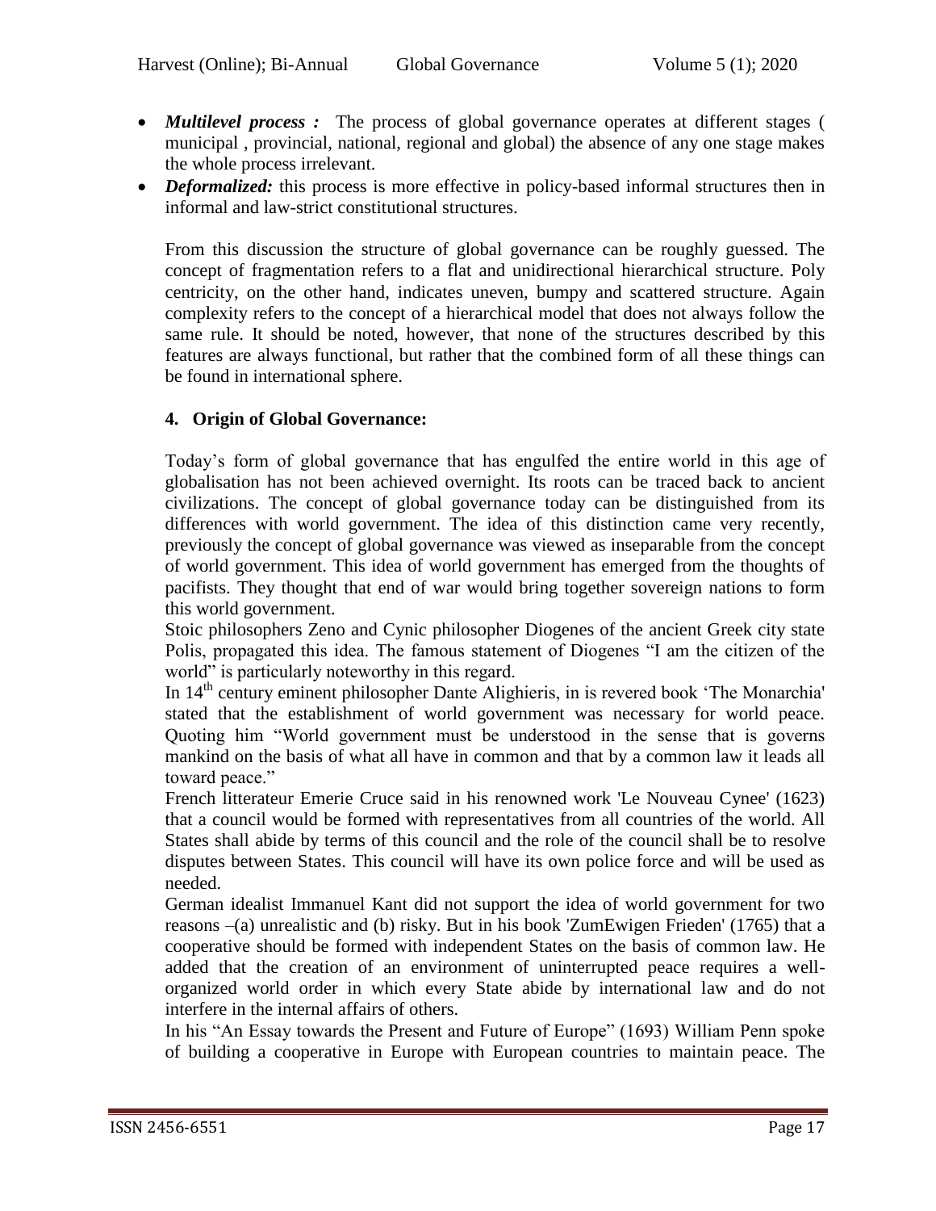- ***Multilevel process :*** The process of global governance operates at different stages ( municipal , provincial, national, regional and global) the absence of any one stage makes the whole process irrelevant.
- ***Deformalized:*** this process is more effective in policy-based informal structures then in informal and law-strict constitutional structures.

From this discussion the structure of global governance can be roughly guessed. The concept of fragmentation refers to a flat and unidirectional hierarchical structure. Poly centricity, on the other hand, indicates uneven, bumpy and scattered structure. Again complexity refers to the concept of a hierarchical model that does not always follow the same rule. It should be noted, however, that none of the structures described by this features are always functional, but rather that the combined form of all these things can be found in international sphere.

## 4. Origin of Global Governance:

Today's form of global governance that has engulfed the entire world in this age of globalisation has not been achieved overnight. Its roots can be traced back to ancient civilizations. The concept of global governance today can be distinguished from its differences with world government. The idea of this distinction came very recently, previously the concept of global governance was viewed as inseparable from the concept of world government. This idea of world government has emerged from the thoughts of pacifists. They thought that end of war would bring together sovereign nations to form this world government.

Stoic philosophers Zeno and Cynic philosopher Diogenes of the ancient Greek city state Polis, propagated this idea. The famous statement of Diogenes "I am the citizen of the world" is particularly noteworthy in this regard.

In 14th century eminent philosopher Dante Alighieris, in is revered book 'The Monarchia' stated that the establishment of world government was necessary for world peace. Quoting him "World government must be understood in the sense that is governs mankind on the basis of what all have in common and that by a common law it leads all toward peace."

French litterateur Emerie Cruce said in his renowned work 'Le Nouveau Cynee' (1623) that a council would be formed with representatives from all countries of the world. All States shall abide by terms of this council and the role of the council shall be to resolve disputes between States. This council will have its own police force and will be used as needed.

German idealist Immanuel Kant did not support the idea of world government for two reasons –(a) unrealistic and (b) risky. But in his book 'ZumEwigen Frieden' (1765) that a cooperative should be formed with independent States on the basis of common law. He added that the creation of an environment of uninterrupted peace requires a well-organized world order in which every State abide by international law and do not interfere in the internal affairs of others.

In his "An Essay towards the Present and Future of Europe" (1693) William Penn spoke of building a cooperative in Europe with European countries to maintain peace. The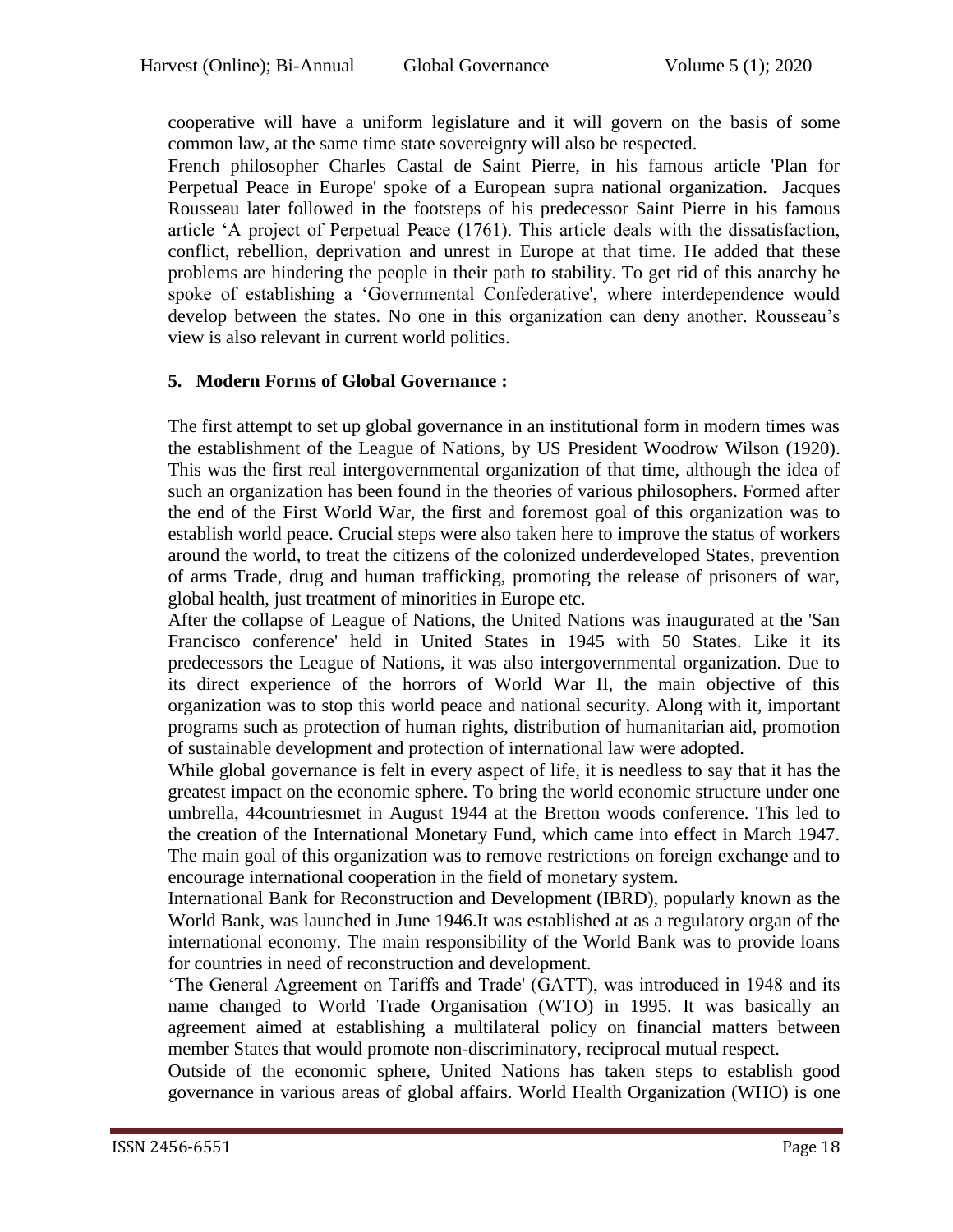cooperative will have a uniform legislature and it will govern on the basis of some common law, at the same time state sovereignty will also be respected.

French philosopher Charles Castal de Saint Pierre, in his famous article 'Plan for Perpetual Peace in Europe' spoke of a European supra national organization. Jacques Rousseau later followed in the footsteps of his predecessor Saint Pierre in his famous article 'A project of Perpetual Peace (1761). This article deals with the dissatisfaction, conflict, rebellion, deprivation and unrest in Europe at that time. He added that these problems are hindering the people in their path to stability. To get rid of this anarchy he spoke of establishing a 'Governmental Confederative', where interdependence would develop between the states. No one in this organization can deny another. Rousseau's view is also relevant in current world politics.

## 5. Modern Forms of Global Governance :

The first attempt to set up global governance in an institutional form in modern times was the establishment of the League of Nations, by US President Woodrow Wilson (1920). This was the first real intergovernmental organization of that time, although the idea of such an organization has been found in the theories of various philosophers. Formed after the end of the First World War, the first and foremost goal of this organization was to establish world peace. Crucial steps were also taken here to improve the status of workers around the world, to treat the citizens of the colonized underdeveloped States, prevention of arms Trade, drug and human trafficking, promoting the release of prisoners of war, global health, just treatment of minorities in Europe etc.

After the collapse of League of Nations, the United Nations was inaugurated at the 'San Francisco conference' held in United States in 1945 with 50 States. Like it its predecessors the League of Nations, it was also intergovernmental organization. Due to its direct experience of the horrors of World War II, the main objective of this organization was to stop this world peace and national security. Along with it, important programs such as protection of human rights, distribution of humanitarian aid, promotion of sustainable development and protection of international law were adopted.

While global governance is felt in every aspect of life, it is needless to say that it has the greatest impact on the economic sphere. To bring the world economic structure under one umbrella, 44countriesmet in August 1944 at the Bretton woods conference. This led to the creation of the International Monetary Fund, which came into effect in March 1947. The main goal of this organization was to remove restrictions on foreign exchange and to encourage international cooperation in the field of monetary system.

International Bank for Reconstruction and Development (IBRD), popularly known as the World Bank, was launched in June 1946.It was established at as a regulatory organ of the international economy. The main responsibility of the World Bank was to provide loans for countries in need of reconstruction and development.

'The General Agreement on Tariffs and Trade' (GATT), was introduced in 1948 and its name changed to World Trade Organisation (WTO) in 1995. It was basically an agreement aimed at establishing a multilateral policy on financial matters between member States that would promote non-discriminatory, reciprocal mutual respect.

Outside of the economic sphere, United Nations has taken steps to establish good governance in various areas of global affairs. World Health Organization (WHO) is one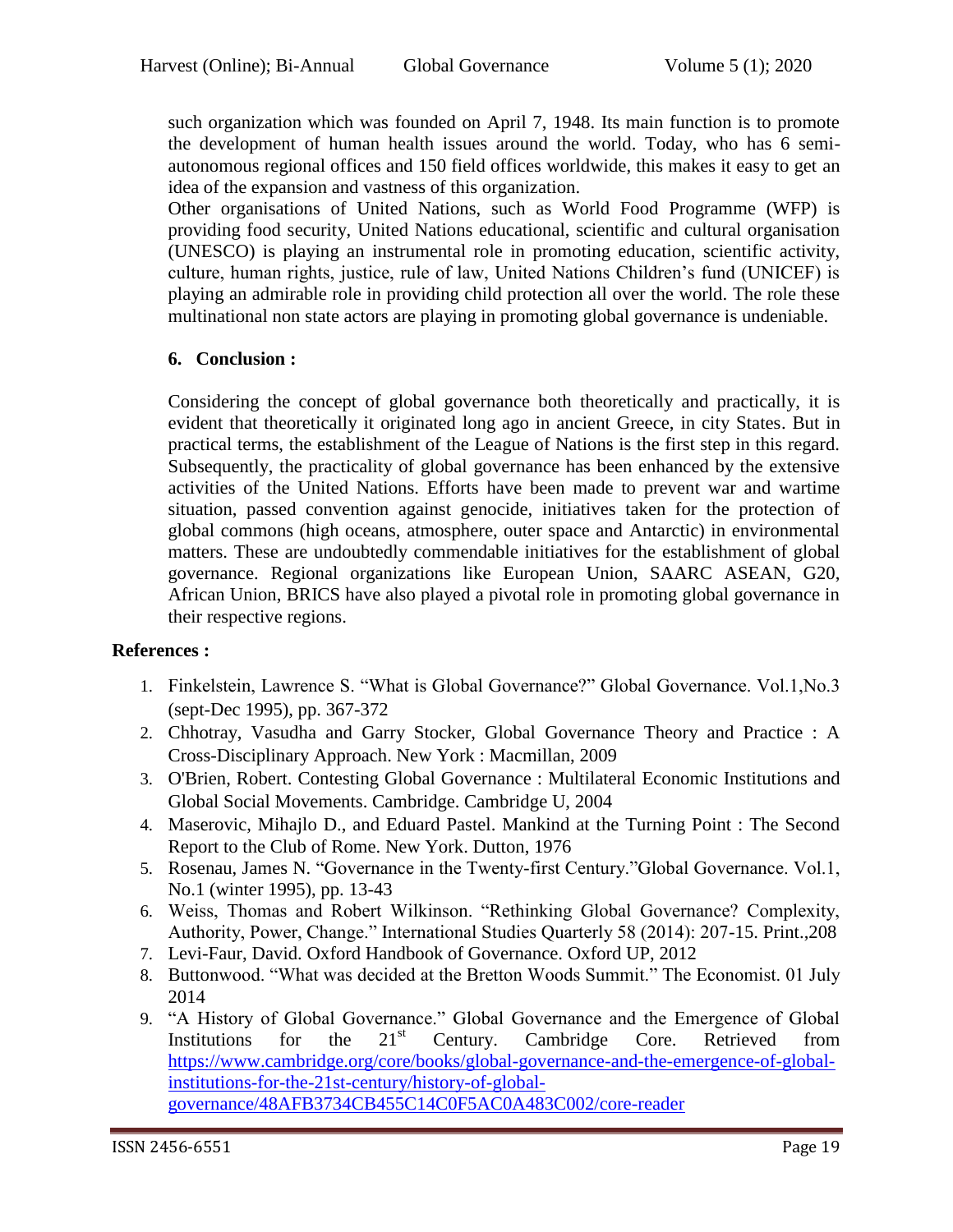such organization which was founded on April 7, 1948. Its main function is to promote the development of human health issues around the world. Today, who has 6 semi-autonomous regional offices and 150 field offices worldwide, this makes it easy to get an idea of the expansion and vastness of this organization.

Other organisations of United Nations, such as World Food Programme (WFP) is providing food security, United Nations educational, scientific and cultural organisation (UNESCO) is playing an instrumental role in promoting education, scientific activity, culture, human rights, justice, rule of law, United Nations Children's fund (UNICEF) is playing an admirable role in providing child protection all over the world. The role these multinational non state actors are playing in promoting global governance is undeniable.

## 6. Conclusion :

Considering the concept of global governance both theoretically and practically, it is evident that theoretically it originated long ago in ancient Greece, in city States. But in practical terms, the establishment of the League of Nations is the first step in this regard. Subsequently, the practicality of global governance has been enhanced by the extensive activities of the United Nations. Efforts have been made to prevent war and wartime situation, passed convention against genocide, initiatives taken for the protection of global commons (high oceans, atmosphere, outer space and Antarctic) in environmental matters. These are undoubtedly commendable initiatives for the establishment of global governance. Regional organizations like European Union, SAARC ASEAN, G20, African Union, BRICS have also played a pivotal role in promoting global governance in their respective regions.

## References :

1. Finkelstein, Lawrence S. "What is Global Governance?" Global Governance. Vol.1,No.3 (sept-Dec 1995), pp. 367-372
2. Chhotray, Vasudha and Garry Stocker, Global Governance Theory and Practice : A Cross-Disciplinary Approach. New York : Macmillan, 2009
3. O'Brien, Robert. Contesting Global Governance : Multilateral Economic Institutions and Global Social Movements. Cambridge. Cambridge U, 2004
4. Maserovic, Mihajlo D., and Eduard Pastel. Mankind at the Turning Point : The Second Report to the Club of Rome. New York. Dutton, 1976
5. Rosenau, James N. "Governance in the Twenty-first Century."Global Governance. Vol.1, No.1 (winter 1995), pp. 13-43
6. Weiss, Thomas and Robert Wilkinson. "Rethinking Global Governance? Complexity, Authority, Power, Change." International Studies Quarterly 58 (2014): 207-15. Print.,208
7. Levi-Faur, David. Oxford Handbook of Governance. Oxford UP, 2012
8. Buttonwood. "What was decided at the Bretton Woods Summit." The Economist. 01 July 2014
9. "A History of Global Governance." Global Governance and the Emergence of Global Institutions for the 21st Century. Cambridge Core. Retrieved from https://www.cambridge.org/core/books/global-governance-and-the-emergence-of-global-institutions-for-the-21st-century/history-of-global-governance/48AFB3734CB455C14C0F5AC0A483C002/core-reader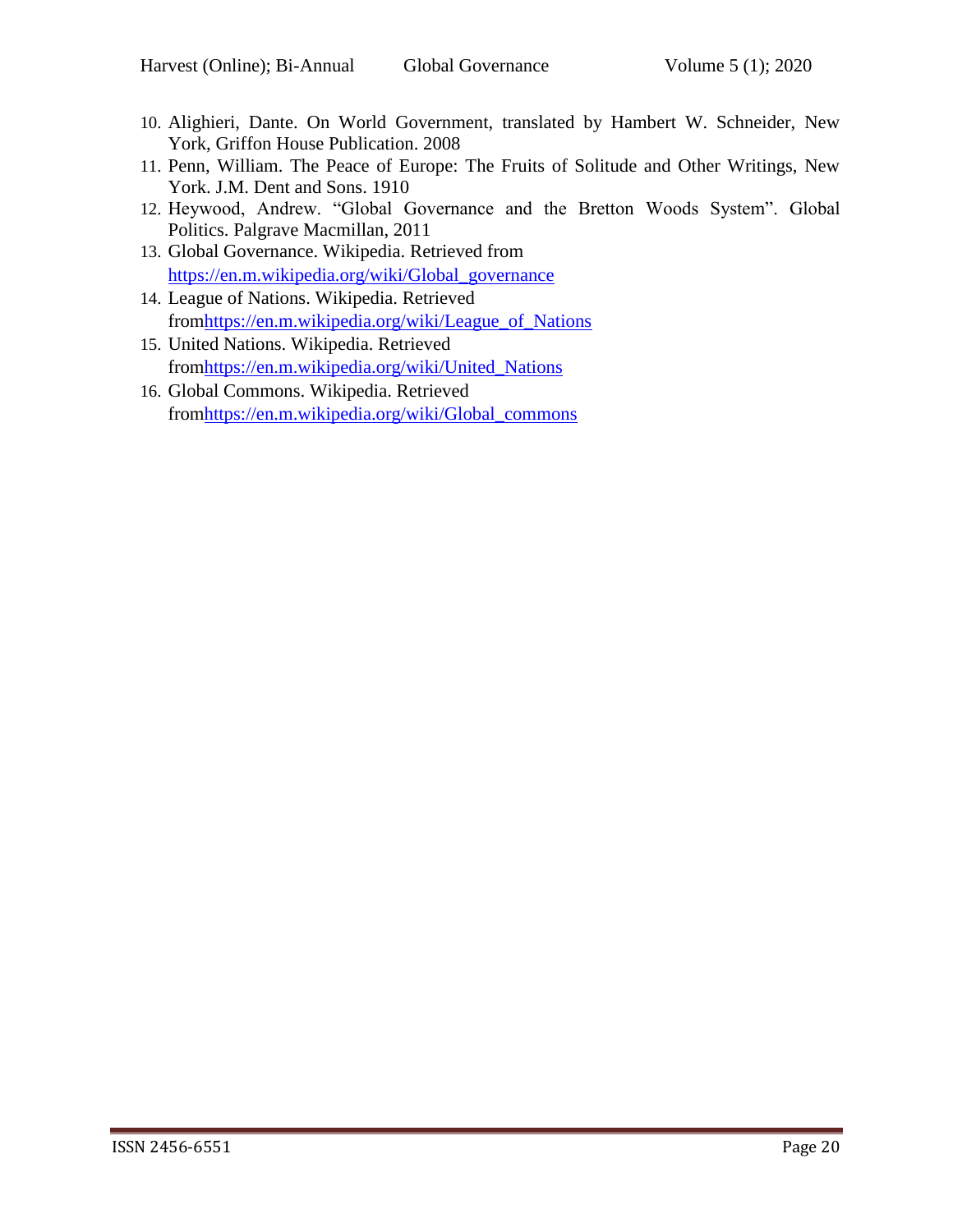10. Alighieri, Dante. On World Government, translated by Hambert W. Schneider, New York, Griffon House Publication. 2008
11. Penn, William. The Peace of Europe: The Fruits of Solitude and Other Writings, New York. J.M. Dent and Sons. 1910
12. Heywood, Andrew. "Global Governance and the Bretton Woods System". Global Politics. Palgrave Macmillan, 2011
13. Global Governance. Wikipedia. Retrieved from https://en.m.wikipedia.org/wiki/Global_governance
14. League of Nations. Wikipedia. Retrieved fromhttps://en.m.wikipedia.org/wiki/League_of_Nations
15. United Nations. Wikipedia. Retrieved fromhttps://en.m.wikipedia.org/wiki/United_Nations
16. Global Commons. Wikipedia. Retrieved fromhttps://en.m.wikipedia.org/wiki/Global_commons